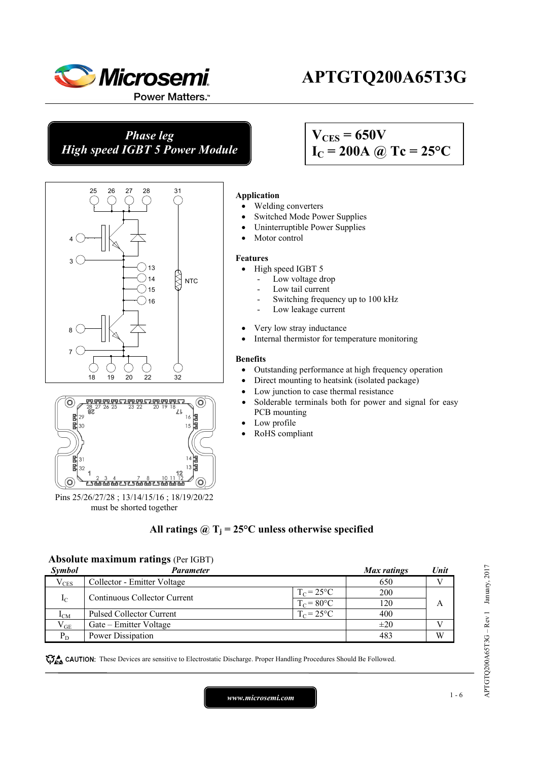# APTGTQ200A65T3G

**Phase leg**
**High speed IGBT 5 Power Module**

$V_{CES} = 650V$
$I_C = 200A$ @ $Tc = 25°C$

Pins 25/26/27/28 ; 13/14/15/16 ; 18/19/20/22 must be shorted together

**Application**

- Welding converters
- Switched Mode Power Supplies
- Uninterruptible Power Supplies
- Motor control

**Features**

- High speed IGBT 5
  - Low voltage drop
  - Low tail current
  - Switching frequency up to 100 kHz
  - Low leakage current
- Very low stray inductance
- Internal thermistor for temperature monitoring

**Benefits**

- Outstanding performance at high frequency operation
- Direct mounting to heatsink (isolated package)
- Low junction to case thermal resistance
- Solderable terminals both for power and signal for easy PCB mounting
- Low profile
- RoHS compliant

**All ratings @ $T_j$ = 25°C unless otherwise specified**

## Absolute maximum ratings (Per IGBT)

| Symbol | Parameter | | Max ratings | Unit |
|---|---|---|---|---|
| $V_{CES}$ | Collector - Emitter Voltage | | 650 | V |
| $I_C$ | Continuous Collector Current | $T_C = 25°C$ | 200 | A |
| | | $T_C = 80°C$ | 120 | |
| $I_{CM}$ | Pulsed Collector Current | $T_C = 25°C$ | 400 | |
| $V_{GE}$ | Gate – Emitter Voltage | | ±20 | V |
| $P_D$ | Power Dissipation | | 483 | W |

**CAUTION:** These Devices are sensitive to Electrostatic Discharge. Proper Handling Procedures Should Be Followed.

www.microsemi.com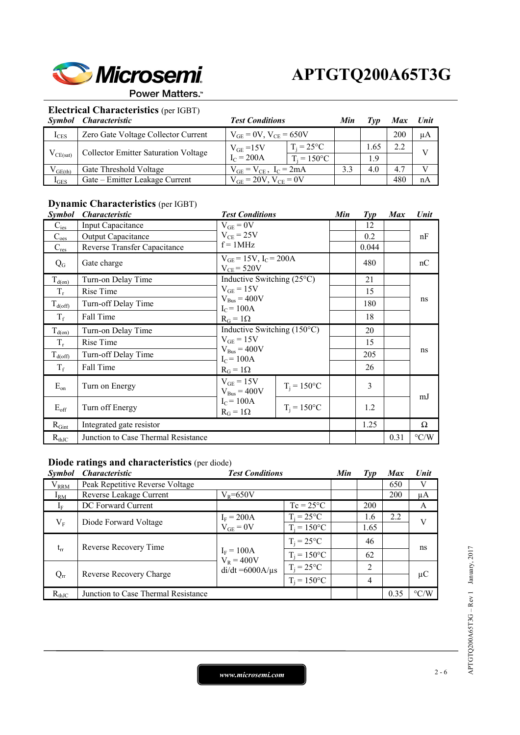## Electrical Characteristics (per IGBT)

| *Symbol* | *Characteristic* | *Test Conditions* | | *Min* | *Typ* | *Max* | *Unit* |
|---|---|---|---|---|---|---|---|
| $I_{CES}$ | Zero Gate Voltage Collector Current | $V_{GE} = 0V$, $V_{CE} = 650V$ | | | | 200 | µA |
| $V_{CE(sat)}$ | Collector Emitter Saturation Voltage | $V_{GE} = 15V$ $I_C = 200A$ | $T_j = 25°C$ | | 1.65 | 2.2 | V |
| | | | $T_j = 150°C$ | | 1.9 | | |
| $V_{GE(th)}$ | Gate Threshold Voltage | $V_{GE} = V_{CE}$, $I_C = 2mA$ | | 3.3 | 4.0 | 4.7 | V |
| $I_{GES}$ | Gate – Emitter Leakage Current | $V_{GE} = 20V$, $V_{CE} = 0V$ | | | | 480 | nA |

## Dynamic Characteristics (per IGBT)

| *Symbol* | *Characteristic* | *Test Conditions* | | *Min* | *Typ* | *Max* | *Unit* |
|---|---|---|---|---|---|---|---|
| $C_{ies}$ | Input Capacitance | $V_{GE} = 0V$ $V_{CE} = 25V$ f = 1MHz | | | 12 | | nF |
| $C_{oes}$ | Output Capacitance | | | | 0.2 | | |
| $C_{res}$ | Reverse Transfer Capacitance | | | | 0.044 | | |
| $Q_G$ | Gate charge | $V_{GE} = 15V$, $I_C = 200A$ $V_{CE} = 520V$ | | | 480 | | nC |
| $T_{d(on)}$ | Turn-on Delay Time | Inductive Switching (25°C) $V_{GE} = 15V$ $V_{Bus} = 400V$ $I_C = 100A$ $R_G = 1\Omega$ | | | 21 | | ns |
| $T_r$ | Rise Time | | | | 15 | | |
| $T_{d(off)}$ | Turn-off Delay Time | | | | 180 | | |
| $T_f$ | Fall Time | | | | 18 | | |
| $T_{d(on)}$ | Turn-on Delay Time | Inductive Switching (150°C) $V_{GE} = 15V$ $V_{Bus} = 400V$ $I_C = 100A$ $R_G = 1\Omega$ | | | 20 | | ns |
| $T_r$ | Rise Time | | | | 15 | | |
| $T_{d(off)}$ | Turn-off Delay Time | | | | 205 | | |
| $T_f$ | Fall Time | | | | 26 | | |
| $E_{on}$ | Turn on Energy | $V_{GE} = 15V$ $V_{Bus} = 400V$ $I_C = 100A$ $R_G = 1\Omega$ | $T_j = 150°C$ | | 3 | | mJ |
| $E_{off}$ | Turn off Energy | | $T_j = 150°C$ | | 1.2 | | |
| $R_{Gint}$ | Integrated gate resistor | | | | 1.25 | | Ω |
| $R_{thJC}$ | Junction to Case Thermal Resistance | | | | | 0.31 | °C/W |

## Diode ratings and characteristics (per diode)

| *Symbol* | *Characteristic* | *Test Conditions* | | *Min* | *Typ* | *Max* | *Unit* |
|---|---|---|---|---|---|---|---|
| $V_{RRM}$ | Peak Repetitive Reverse Voltage | | | | | 650 | V |
| $I_{RM}$ | Reverse Leakage Current | $V_R = 650V$ | | | | 200 | µA |
| $I_F$ | DC Forward Current | | Tc = 25°C | | 200 | | A |
| $V_F$ | Diode Forward Voltage | $I_F = 200A$ $V_{GE} = 0V$ | $T_j = 25°C$ | | 1.6 | 2.2 | V |
| | | | $T_j = 150°C$ | | 1.65 | | |
| $t_{rr}$ | Reverse Recovery Time | $I_F = 100A$ $V_R = 400V$ di/dt =6000A/µs | $T_j = 25°C$ | | 46 | | ns |
| | | | $T_j = 150°C$ | | 62 | | |
| $Q_{rr}$ | Reverse Recovery Charge | | $T_j = 25°C$ | | 2 | | µC |
| | | | $T_j = 150°C$ | | 4 | | |
| $R_{thJC}$ | Junction to Case Thermal Resistance | | | | | 0.35 | °C/W |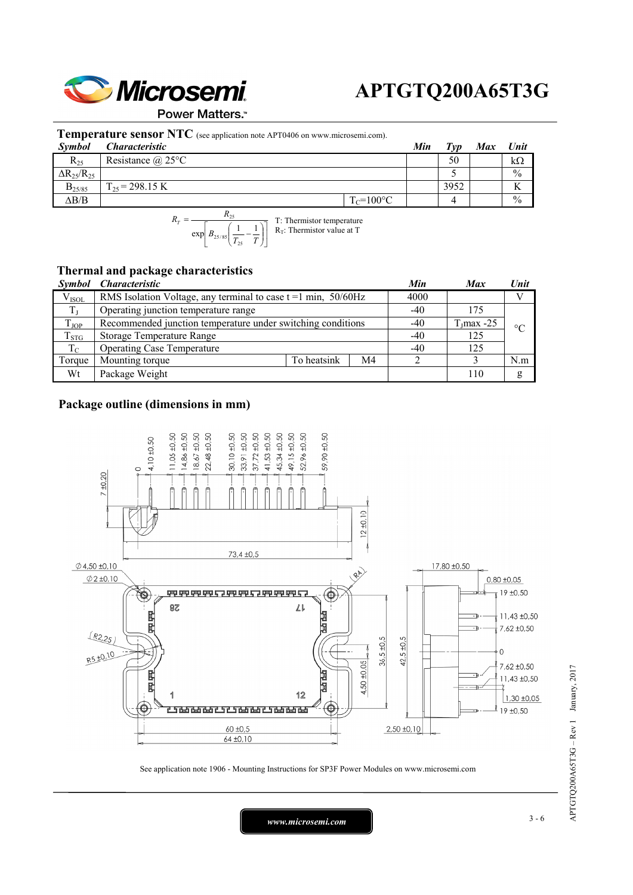## Temperature sensor NTC (see application note APT0406 on www.microsemi.com).

| Symbol | Characteristic | | Min | Typ | Max | Unit |
|---|---|---|---|---|---|---|
| $R_{25}$ | Resistance @ 25°C | | | 50 | | kΩ |
| $\Delta R_{25}/R_{25}$ | | | | 5 | | % |
| $B_{25/85}$ | $T_{25}$ = 298.15 K | | | 3952 | | K |
| $\Delta B/B$ | | $T_C$=100°C | | 4 | | % |

$$R_T = \frac{R_{25}}{\exp\left[B_{25/85}\left(\frac{1}{T_{25}} - \frac{1}{T}\right)\right]}$$

T: Thermistor temperature
$R_T$: Thermistor value at T

## Thermal and package characteristics

| Symbol | Characteristic | | | Min | Max | Unit |
|---|---|---|---|---|---|---|
| $V_{ISOL}$ | RMS Isolation Voltage, any terminal to case t =1 min, 50/60Hz | | | 4000 | | V |
| $T_J$ | Operating junction temperature range | | | -40 | 175 | °C |
| $T_{JOP}$ | Recommended junction temperature under switching conditions | | | -40 | $T_J$max -25 | °C |
| $T_{STG}$ | Storage Temperature Range | | | -40 | 125 | °C |
| $T_C$ | Operating Case Temperature | | | -40 | 125 | °C |
| Torque | Mounting torque | To heatsink | M4 | 2 | 3 | N.m |
| Wt | Package Weight | | | | 110 | g |

## Package outline (dimensions in mm)

See application note 1906 - Mounting Instructions for SP3F Power Modules on www.microsemi.com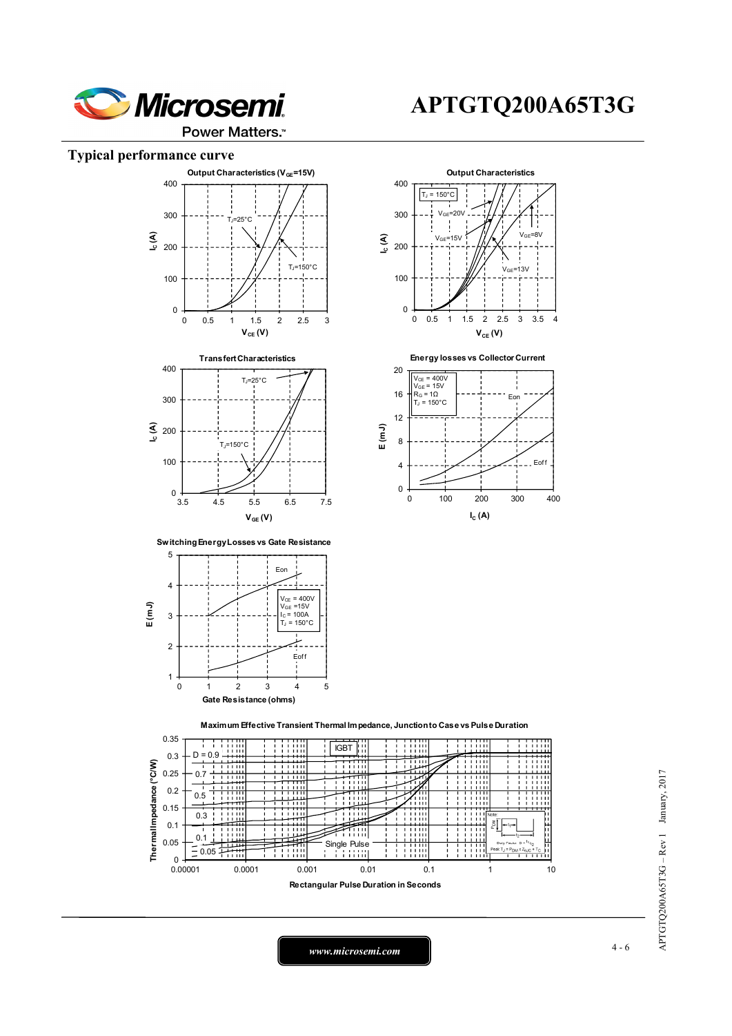## Typical performance curve

**Output Characteristics ($V_{GE}$=15V)**

$I_C$ (A) vs $V_{CE}$ (V); curves: $T_J$=25°C, $T_J$=150°C

**Output Characteristics**

$T_J$ = 150°C; $I_C$ (A) vs $V_{CE}$ (V); curves: $V_{GE}$=20V, $V_{GE}$=15V, $V_{GE}$=13V, $V_{GE}$=8V

**Transfert Characteristics**

$I_C$ (A) vs $V_{GE}$ (V); curves: $T_J$=25°C, $T_J$=150°C

**Energy losses vs Collector Current**

$V_{CE}$ = 400V, $V_{GE}$ = 15V, $R_G$ = 1Ω, $T_J$ = 150°C; E (mJ) vs $I_C$ (A); curves: Eon, Eoff

**Switching Energy Losses vs Gate Resistance**

$V_{CE}$ = 400V, $V_{GE}$ =15V, $I_C$ = 100A, $T_J$ = 150°C; E (mJ) vs Gate Resistance (ohms); curves: Eon, Eoff

**Maximum Effective Transient Thermal Impedance, Junction to Case vs Pulse Duration**

IGBT; Thermal Impedance (°C/W) vs Rectangular Pulse Duration in Seconds; curves: D = 0.9, 0.7, 0.5, 0.3, 0.1, 0.05, Single Pulse

Note: Duty Factor $D = t_1/t_2$; Peak $T_J = P_{DM} \times Z_{thJC} + T_C$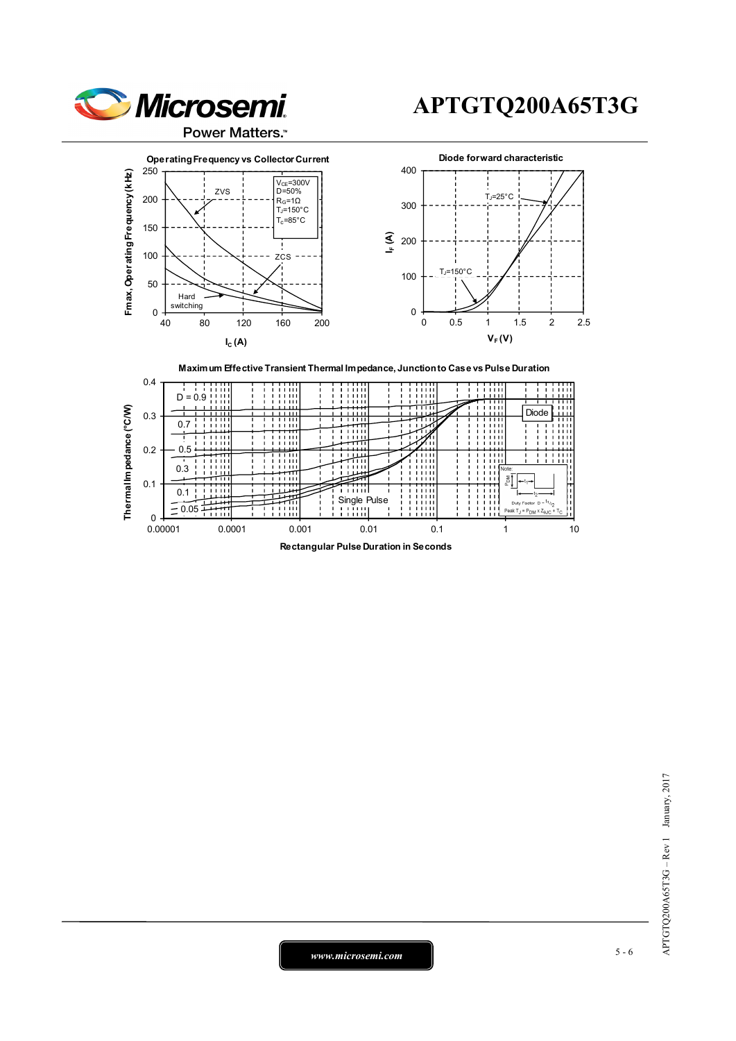### Operating Frequency vs Collector Current

Fmax, Operating Frequency (kHz) vs $I_C$ (A)

$V_{CE}$=300V
D=50%
$R_G$=1Ω
$T_J$=150°C
$T_C$=85°C

ZVS
ZCS
Hard switching

### Diode forward characteristic

$I_F$ (A) vs $V_F$ (V)

$T_J$=25°C
$T_J$=150°C

### Maximum Effective Transient Thermal Impedance, Junction to Case vs Pulse Duration

Thermal Impedance (°C/W) vs Rectangular Pulse Duration in Seconds

D = 0.9
0.7
0.5
0.3
0.1
0.05
Single Pulse
Diode

Note:
Duty Factor $D = t_1/t_2$
Peak $T_J = P_{DM} \times Z_{thJC} + T_C$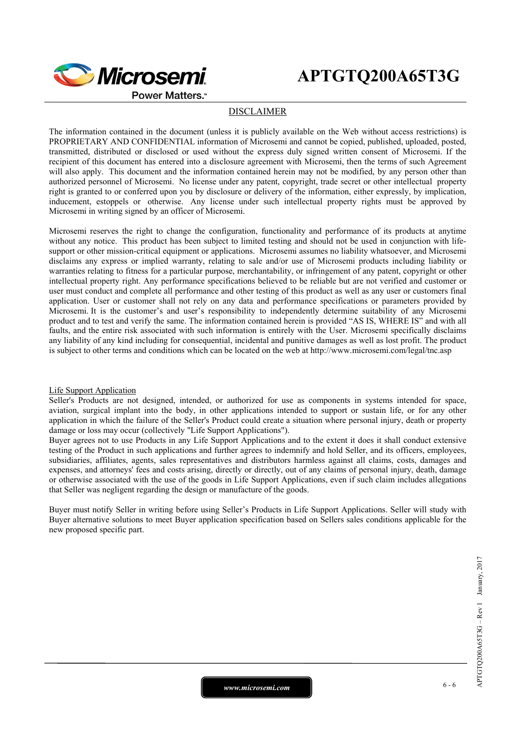## DISCLAIMER

The information contained in the document (unless it is publicly available on the Web without access restrictions) is PROPRIETARY AND CONFIDENTIAL information of Microsemi and cannot be copied, published, uploaded, posted, transmitted, distributed or disclosed or used without the express duly signed written consent of Microsemi. If the recipient of this document has entered into a disclosure agreement with Microsemi, then the terms of such Agreement will also apply. This document and the information contained herein may not be modified, by any person other than authorized personnel of Microsemi. No license under any patent, copyright, trade secret or other intellectual property right is granted to or conferred upon you by disclosure or delivery of the information, either expressly, by implication, inducement, estoppels or otherwise. Any license under such intellectual property rights must be approved by Microsemi in writing signed by an officer of Microsemi.

Microsemi reserves the right to change the configuration, functionality and performance of its products at anytime without any notice. This product has been subject to limited testing and should not be used in conjunction with life-support or other mission-critical equipment or applications. Microsemi assumes no liability whatsoever, and Microsemi disclaims any express or implied warranty, relating to sale and/or use of Microsemi products including liability or warranties relating to fitness for a particular purpose, merchantability, or infringement of any patent, copyright or other intellectual property right. Any performance specifications believed to be reliable but are not verified and customer or user must conduct and complete all performance and other testing of this product as well as any user or customers final application. User or customer shall not rely on any data and performance specifications or parameters provided by Microsemi. It is the customer's and user's responsibility to independently determine suitability of any Microsemi product and to test and verify the same. The information contained herein is provided "AS IS, WHERE IS" and with all faults, and the entire risk associated with such information is entirely with the User. Microsemi specifically disclaims any liability of any kind including for consequential, incidental and punitive damages as well as lost profit. The product is subject to other terms and conditions which can be located on the web at http://www.microsemi.com/legal/tnc.asp

### Life Support Application

Seller's Products are not designed, intended, or authorized for use as components in systems intended for space, aviation, surgical implant into the body, in other applications intended to support or sustain life, or for any other application in which the failure of the Seller's Product could create a situation where personal injury, death or property damage or loss may occur (collectively "Life Support Applications").

Buyer agrees not to use Products in any Life Support Applications and to the extent it does it shall conduct extensive testing of the Product in such applications and further agrees to indemnify and hold Seller, and its officers, employees, subsidiaries, affiliates, agents, sales representatives and distributors harmless against all claims, costs, damages and expenses, and attorneys' fees and costs arising, directly or directly, out of any claims of personal injury, death, damage or otherwise associated with the use of the goods in Life Support Applications, even if such claim includes allegations that Seller was negligent regarding the design or manufacture of the goods.

Buyer must notify Seller in writing before using Seller's Products in Life Support Applications. Seller will study with Buyer alternative solutions to meet Buyer application specification based on Sellers sales conditions applicable for the new proposed specific part.